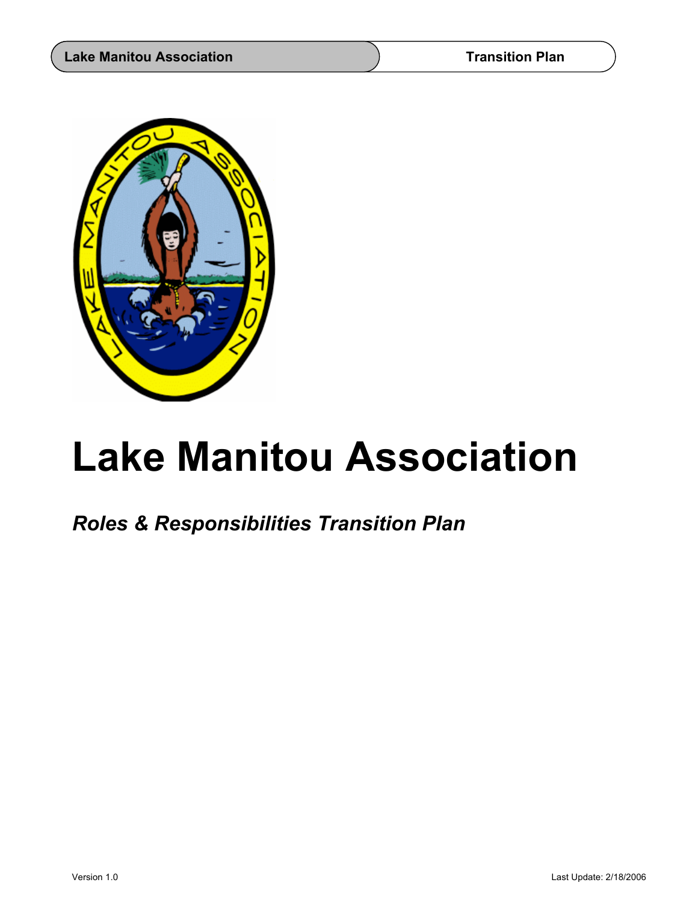# Lake Manitou Association

## *Roles & Responsibilities Transition Plan*

Version 1.0

Last Update: 2/18/2006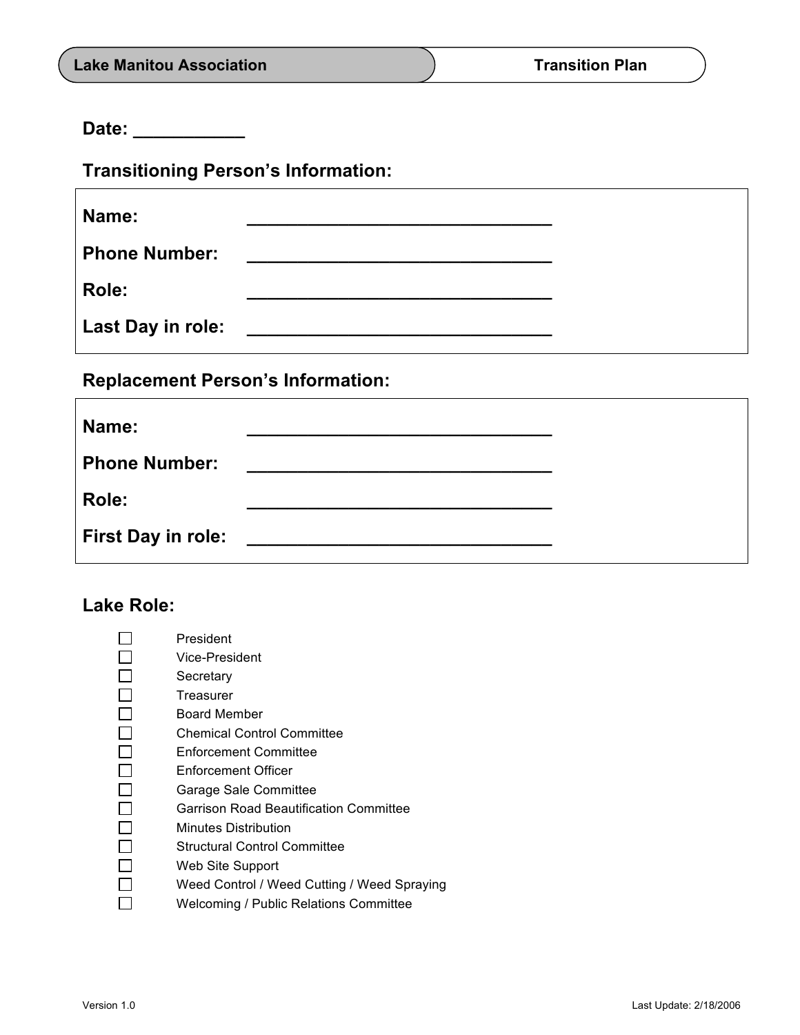**Lake Manitou Association** | **Transition Plan**

## Date: ___________

## Transitioning Person's Information:

**Name:** ______________________________

**Phone Number:** ______________________________

**Role:** ______________________________

**Last Day in role:** ______________________________

## Replacement Person's Information:

**Name:** ______________________________

**Phone Number:** ______________________________

**Role:** ______________________________

**First Day in role:** ______________________________

## Lake Role:

- ☐ President
- ☐ Vice-President
- ☐ Secretary
- ☐ Treasurer
- ☐ Board Member
- ☐ Chemical Control Committee
- ☐ Enforcement Committee
- ☐ Enforcement Officer
- ☐ Garage Sale Committee
- ☐ Garrison Road Beautification Committee
- ☐ Minutes Distribution
- ☐ Structural Control Committee
- ☐ Web Site Support
- ☐ Weed Control / Weed Cutting / Weed Spraying
- ☐ Welcoming / Public Relations Committee

Version 1.0 | Last Update: 2/18/2006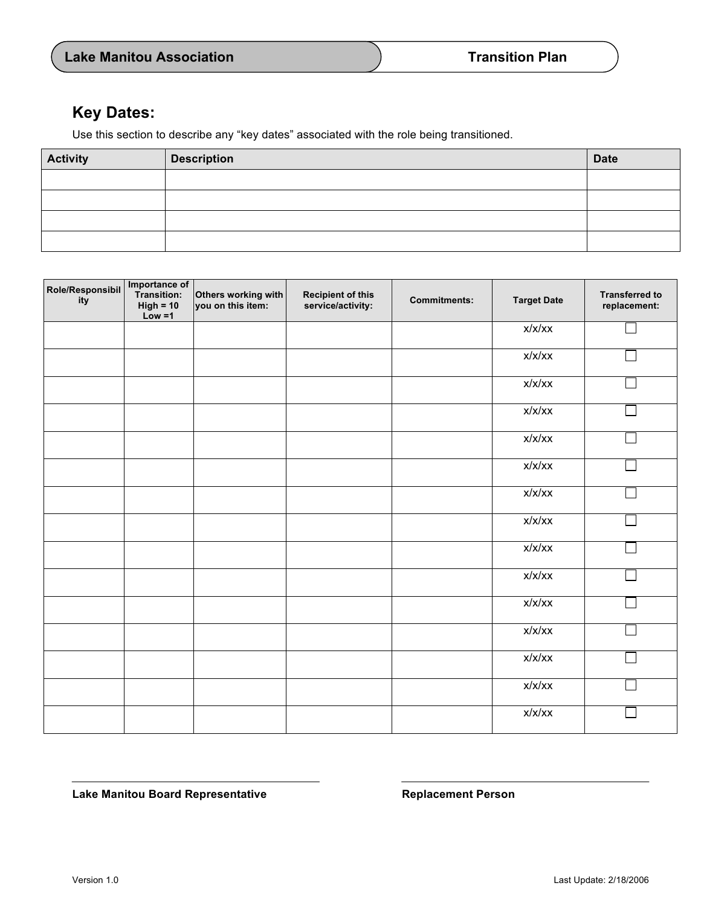| Lake Manitou Association | Transition Plan |
|---|---|

## Key Dates:

Use this section to describe any "key dates" associated with the role being transitioned.

| Activity | Description | Date |
|---|---|---|
| | | |
| | | |
| | | |
| | | |

| Role/Responsibility | Importance of Transition: High = 10 Low =1 | Others working with you on this item: | Recipient of this service/activity: | Commitments: | Target Date | Transferred to replacement: |
|---|---|---|---|---|---|---|
| | | | | | x/x/xx | ☐ |
| | | | | | x/x/xx | ☐ |
| | | | | | x/x/xx | ☐ |
| | | | | | x/x/xx | ☐ |
| | | | | | x/x/xx | ☐ |
| | | | | | x/x/xx | ☐ |
| | | | | | x/x/xx | ☐ |
| | | | | | x/x/xx | ☐ |
| | | | | | x/x/xx | ☐ |
| | | | | | x/x/xx | ☐ |
| | | | | | x/x/xx | ☐ |
| | | | | | x/x/xx | ☐ |
| | | | | | x/x/xx | ☐ |
| | | | | | x/x/xx | ☐ |
| | | | | | x/x/xx | ☐ |

_______________________________ &nbsp;&nbsp;&nbsp;&nbsp; _______________________________

**Lake Manitou Board Representative** &nbsp;&nbsp;&nbsp;&nbsp; **Replacement Person**

Version 1.0 &nbsp;&nbsp;&nbsp;&nbsp; Last Update: 2/18/2006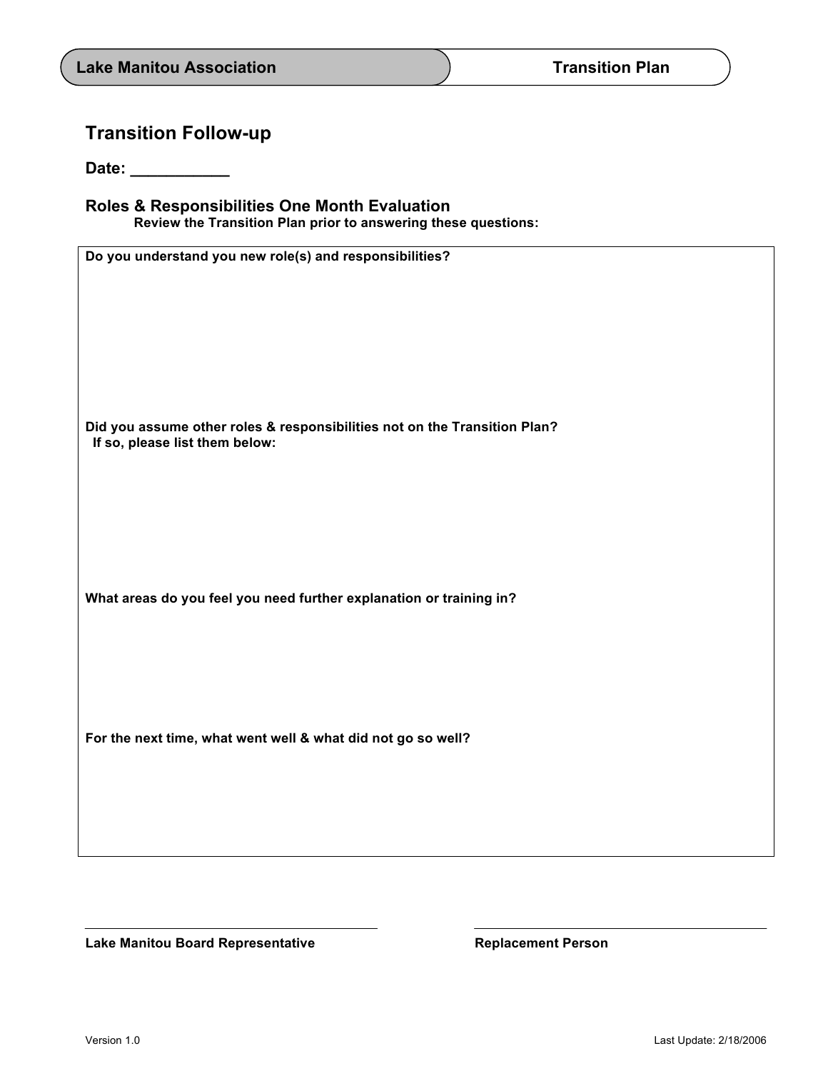## Transition Follow-up

**Date: ___________**

### Roles & Responsibilities One Month Evaluation

**Review the Transition Plan prior to answering these questions:**

**Do you understand you new role(s) and responsibilities?**

**Did you assume other roles & responsibilities not on the Transition Plan?
If so, please list them below:**

**What areas do you feel you need further explanation or training in?**

**For the next time, what went well & what did not go so well?**

_______________________________ **Lake Manitou Board Representative**

_______________________________ **Replacement Person**

Version 1.0 Last Update: 2/18/2006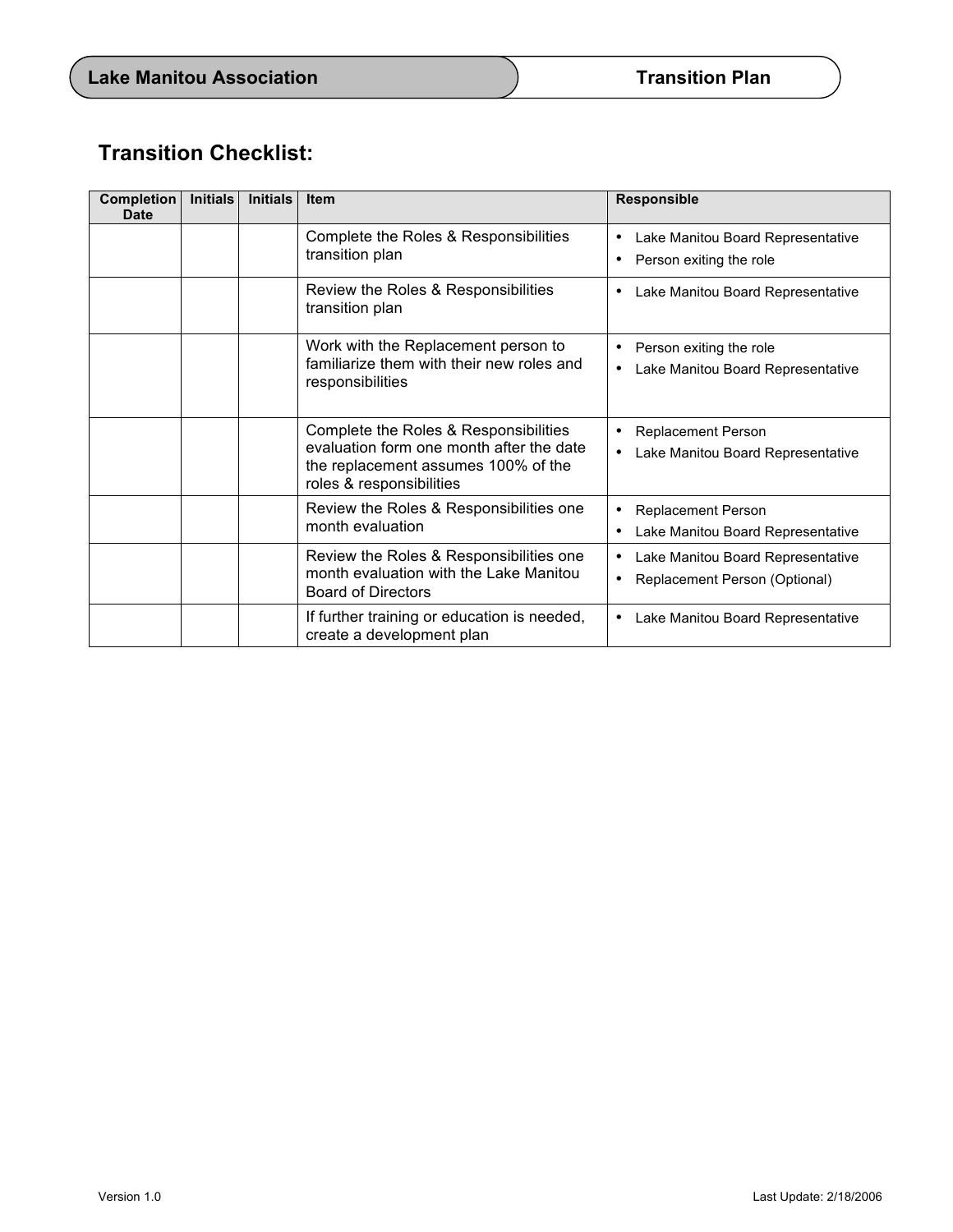## Transition Checklist:

| Completion Date | Initials | Initials | Item | Responsible |
|---|---|---|---|---|
| | | | Complete the Roles & Responsibilities transition plan | • Lake Manitou Board Representative<br>• Person exiting the role |
| | | | Review the Roles & Responsibilities transition plan | • Lake Manitou Board Representative |
| | | | Work with the Replacement person to familiarize them with their new roles and responsibilities | • Person exiting the role<br>• Lake Manitou Board Representative |
| | | | Complete the Roles & Responsibilities evaluation form one month after the date the replacement assumes 100% of the roles & responsibilities | • Replacement Person<br>• Lake Manitou Board Representative |
| | | | Review the Roles & Responsibilities one month evaluation | • Replacement Person<br>• Lake Manitou Board Representative |
| | | | Review the Roles & Responsibilities one month evaluation with the Lake Manitou Board of Directors | • Lake Manitou Board Representative<br>• Replacement Person (Optional) |
| | | | If further training or education is needed, create a development plan | • Lake Manitou Board Representative |